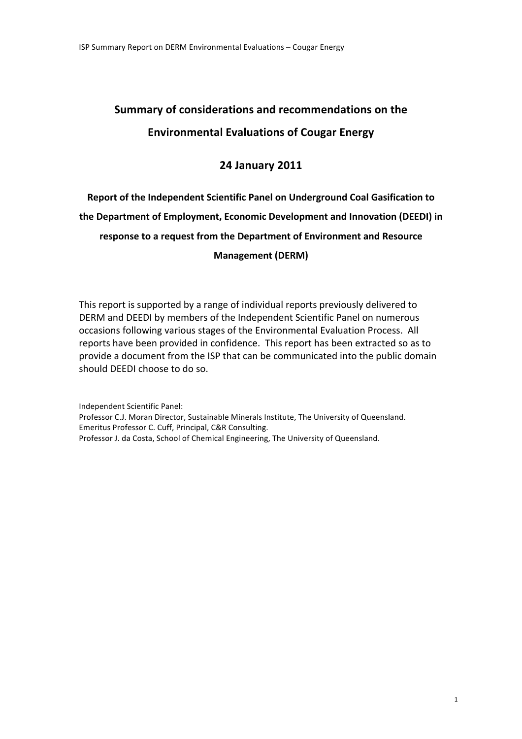# Summary of considerations and recommendations on the Environmental Evaluations of Cougar Energy

## 24 January 2011

**Report of the Independent Scientific Panel on Underground Coal Gasification to the Department of Employment, Economic Development and Innovation (DEEDI) in response to a request from the Department of Environment and Resource Management (DERM)**

This report is supported by a range of individual reports previously delivered to DERM and DEEDI by members of the Independent Scientific Panel on numerous occasions following various stages of the Environmental Evaluation Process. All reports have been provided in confidence. This report has been extracted so as to provide a document from the ISP that can be communicated into the public domain should DEEDI choose to do so.

Independent Scientific Panel:
Professor C.J. Moran Director, Sustainable Minerals Institute, The University of Queensland.
Emeritus Professor C. Cuff, Principal, C&R Consulting.
Professor J. da Costa, School of Chemical Engineering, The University of Queensland.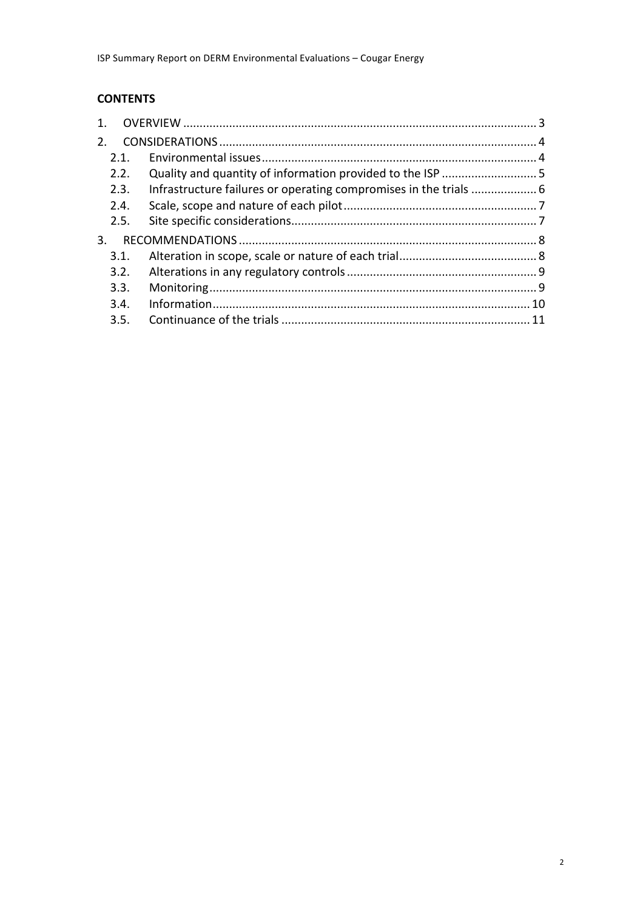## CONTENTS

1. OVERVIEW ........................................................................................................... 3
2. CONSIDERATIONS ................................................................................................ 4
   - 2.1. Environmental issues ................................................................................... 4
   - 2.2. Quality and quantity of information provided to the ISP ............................. 5
   - 2.3. Infrastructure failures or operating compromises in the trials .................... 6
   - 2.4. Scale, scope and nature of each pilot .......................................................... 7
   - 2.5. Site specific considerations.......................................................................... 7
3. RECOMMENDATIONS .......................................................................................... 8
   - 3.1. Alteration in scope, scale or nature of each trial.......................................... 8
   - 3.2. Alterations in any regulatory controls .......................................................... 9
   - 3.3. Monitoring ................................................................................................... 9
   - 3.4. Information ................................................................................................ 10
   - 3.5. Continuance of the trials ........................................................................... 11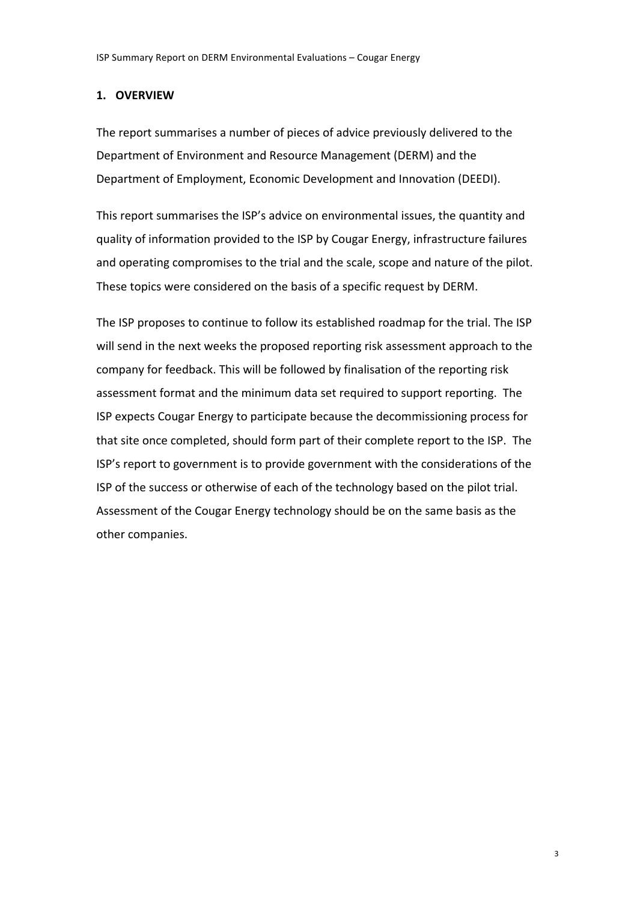## 1. OVERVIEW

The report summarises a number of pieces of advice previously delivered to the Department of Environment and Resource Management (DERM) and the Department of Employment, Economic Development and Innovation (DEEDI).

This report summarises the ISP's advice on environmental issues, the quantity and quality of information provided to the ISP by Cougar Energy, infrastructure failures and operating compromises to the trial and the scale, scope and nature of the pilot. These topics were considered on the basis of a specific request by DERM.

The ISP proposes to continue to follow its established roadmap for the trial. The ISP will send in the next weeks the proposed reporting risk assessment approach to the company for feedback. This will be followed by finalisation of the reporting risk assessment format and the minimum data set required to support reporting. The ISP expects Cougar Energy to participate because the decommissioning process for that site once completed, should form part of their complete report to the ISP. The ISP's report to government is to provide government with the considerations of the ISP of the success or otherwise of each of the technology based on the pilot trial. Assessment of the Cougar Energy technology should be on the same basis as the other companies.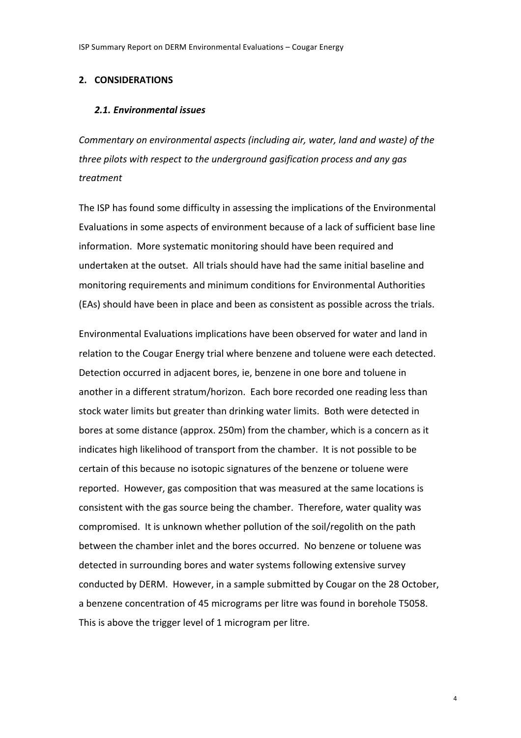## 2. CONSIDERATIONS

### *2.1. Environmental issues*

*Commentary on environmental aspects (including air, water, land and waste) of the three pilots with respect to the underground gasification process and any gas treatment*

The ISP has found some difficulty in assessing the implications of the Environmental Evaluations in some aspects of environment because of a lack of sufficient base line information. More systematic monitoring should have been required and undertaken at the outset. All trials should have had the same initial baseline and monitoring requirements and minimum conditions for Environmental Authorities (EAs) should have been in place and been as consistent as possible across the trials.

Environmental Evaluations implications have been observed for water and land in relation to the Cougar Energy trial where benzene and toluene were each detected. Detection occurred in adjacent bores, ie, benzene in one bore and toluene in another in a different stratum/horizon. Each bore recorded one reading less than stock water limits but greater than drinking water limits. Both were detected in bores at some distance (approx. 250m) from the chamber, which is a concern as it indicates high likelihood of transport from the chamber. It is not possible to be certain of this because no isotopic signatures of the benzene or toluene were reported. However, gas composition that was measured at the same locations is consistent with the gas source being the chamber. Therefore, water quality was compromised. It is unknown whether pollution of the soil/regolith on the path between the chamber inlet and the bores occurred. No benzene or toluene was detected in surrounding bores and water systems following extensive survey conducted by DERM. However, in a sample submitted by Cougar on the 28 October, a benzene concentration of 45 micrograms per litre was found in borehole T5058. This is above the trigger level of 1 microgram per litre.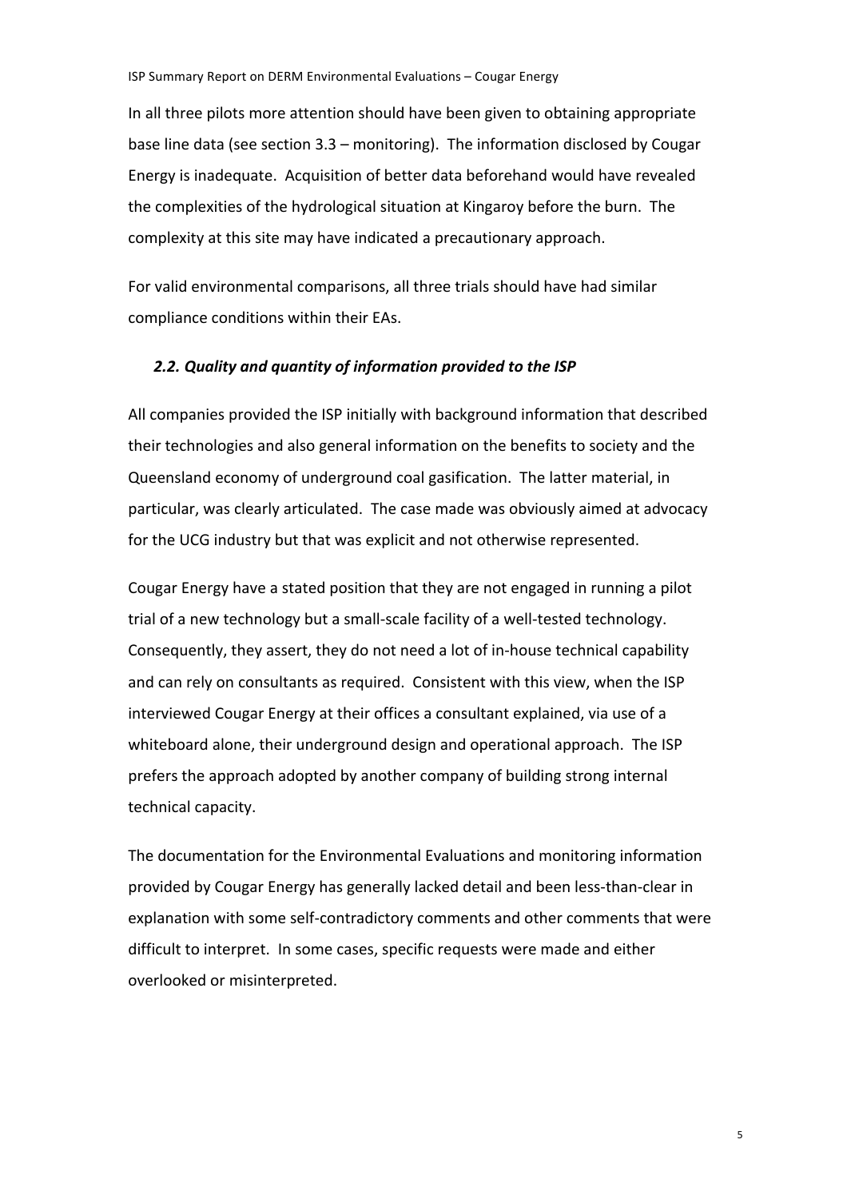In all three pilots more attention should have been given to obtaining appropriate base line data (see section 3.3 – monitoring). The information disclosed by Cougar Energy is inadequate. Acquisition of better data beforehand would have revealed the complexities of the hydrological situation at Kingaroy before the burn. The complexity at this site may have indicated a precautionary approach.

For valid environmental comparisons, all three trials should have had similar compliance conditions within their EAs.

### *2.2. Quality and quantity of information provided to the ISP*

All companies provided the ISP initially with background information that described their technologies and also general information on the benefits to society and the Queensland economy of underground coal gasification. The latter material, in particular, was clearly articulated. The case made was obviously aimed at advocacy for the UCG industry but that was explicit and not otherwise represented.

Cougar Energy have a stated position that they are not engaged in running a pilot trial of a new technology but a small-scale facility of a well-tested technology. Consequently, they assert, they do not need a lot of in-house technical capability and can rely on consultants as required. Consistent with this view, when the ISP interviewed Cougar Energy at their offices a consultant explained, via use of a whiteboard alone, their underground design and operational approach. The ISP prefers the approach adopted by another company of building strong internal technical capacity.

The documentation for the Environmental Evaluations and monitoring information provided by Cougar Energy has generally lacked detail and been less-than-clear in explanation with some self-contradictory comments and other comments that were difficult to interpret. In some cases, specific requests were made and either overlooked or misinterpreted.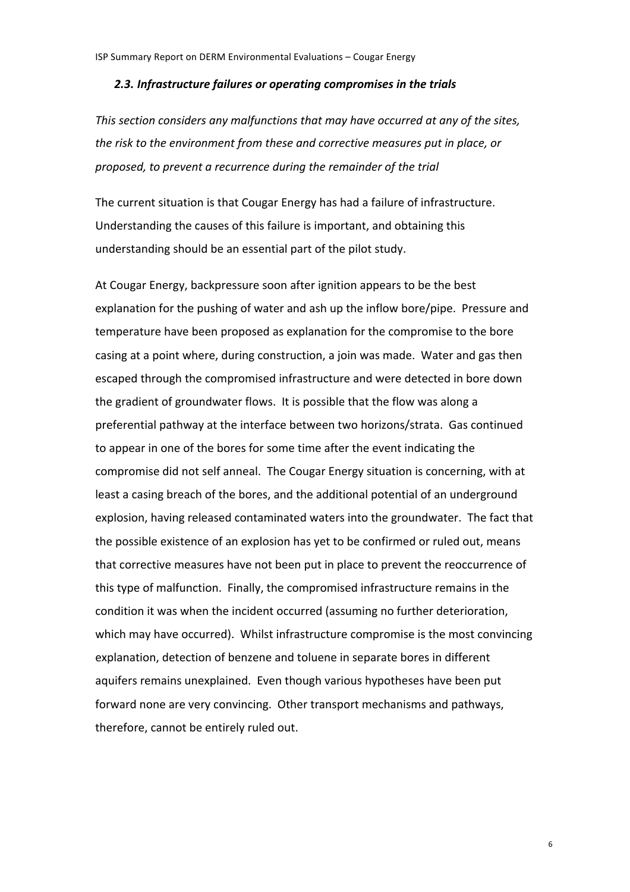### *2.3. Infrastructure failures or operating compromises in the trials*

*This section considers any malfunctions that may have occurred at any of the sites, the risk to the environment from these and corrective measures put in place, or proposed, to prevent a recurrence during the remainder of the trial*

The current situation is that Cougar Energy has had a failure of infrastructure. Understanding the causes of this failure is important, and obtaining this understanding should be an essential part of the pilot study.

At Cougar Energy, backpressure soon after ignition appears to be the best explanation for the pushing of water and ash up the inflow bore/pipe. Pressure and temperature have been proposed as explanation for the compromise to the bore casing at a point where, during construction, a join was made. Water and gas then escaped through the compromised infrastructure and were detected in bore down the gradient of groundwater flows. It is possible that the flow was along a preferential pathway at the interface between two horizons/strata. Gas continued to appear in one of the bores for some time after the event indicating the compromise did not self anneal. The Cougar Energy situation is concerning, with at least a casing breach of the bores, and the additional potential of an underground explosion, having released contaminated waters into the groundwater. The fact that the possible existence of an explosion has yet to be confirmed or ruled out, means that corrective measures have not been put in place to prevent the reoccurrence of this type of malfunction. Finally, the compromised infrastructure remains in the condition it was when the incident occurred (assuming no further deterioration, which may have occurred). Whilst infrastructure compromise is the most convincing explanation, detection of benzene and toluene in separate bores in different aquifers remains unexplained. Even though various hypotheses have been put forward none are very convincing. Other transport mechanisms and pathways, therefore, cannot be entirely ruled out.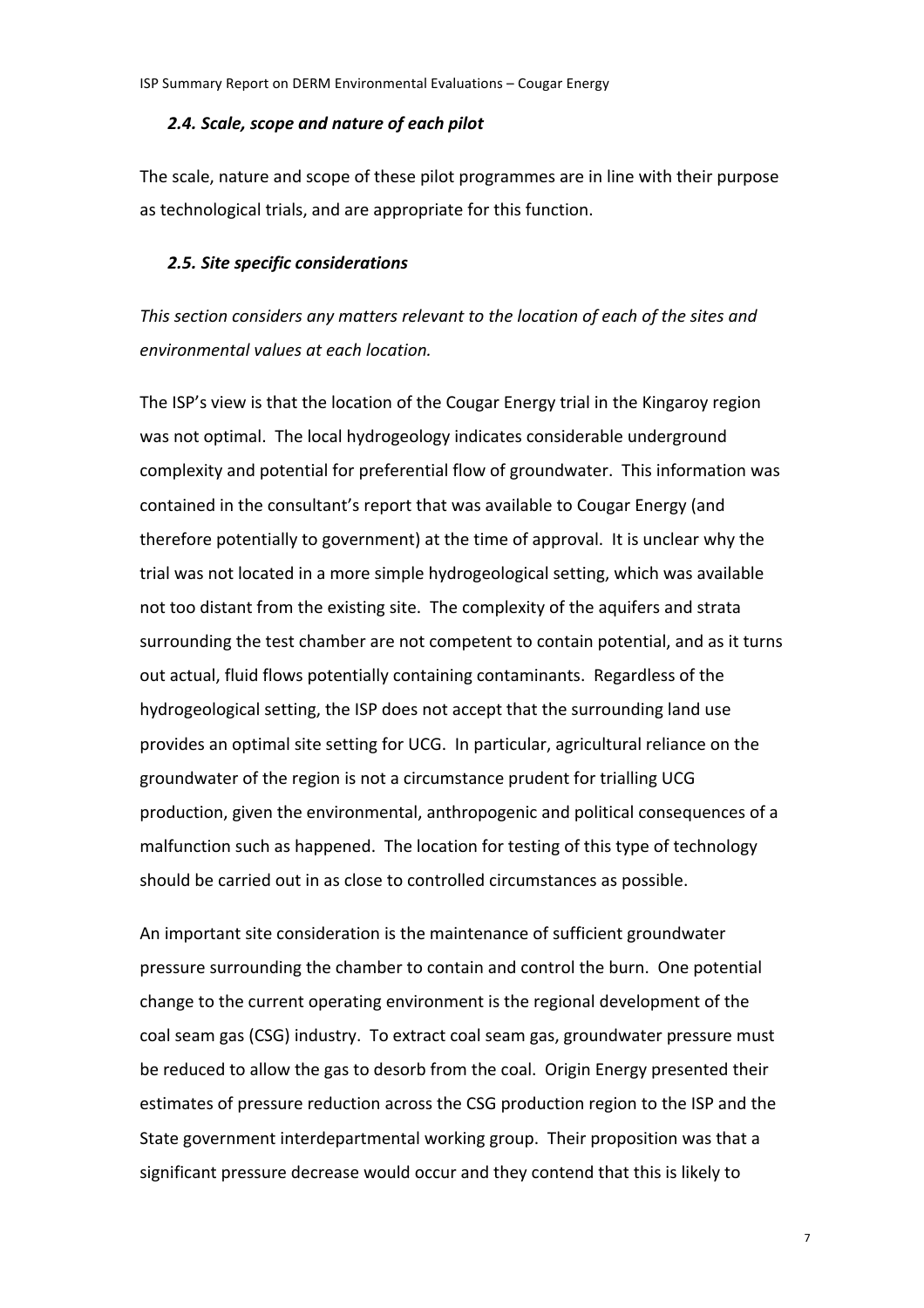### *2.4. Scale, scope and nature of each pilot*

The scale, nature and scope of these pilot programmes are in line with their purpose as technological trials, and are appropriate for this function.

### *2.5. Site specific considerations*

*This section considers any matters relevant to the location of each of the sites and environmental values at each location.*

The ISP's view is that the location of the Cougar Energy trial in the Kingaroy region was not optimal. The local hydrogeology indicates considerable underground complexity and potential for preferential flow of groundwater. This information was contained in the consultant's report that was available to Cougar Energy (and therefore potentially to government) at the time of approval. It is unclear why the trial was not located in a more simple hydrogeological setting, which was available not too distant from the existing site. The complexity of the aquifers and strata surrounding the test chamber are not competent to contain potential, and as it turns out actual, fluid flows potentially containing contaminants. Regardless of the hydrogeological setting, the ISP does not accept that the surrounding land use provides an optimal site setting for UCG. In particular, agricultural reliance on the groundwater of the region is not a circumstance prudent for trialling UCG production, given the environmental, anthropogenic and political consequences of a malfunction such as happened. The location for testing of this type of technology should be carried out in as close to controlled circumstances as possible.

An important site consideration is the maintenance of sufficient groundwater pressure surrounding the chamber to contain and control the burn. One potential change to the current operating environment is the regional development of the coal seam gas (CSG) industry. To extract coal seam gas, groundwater pressure must be reduced to allow the gas to desorb from the coal. Origin Energy presented their estimates of pressure reduction across the CSG production region to the ISP and the State government interdepartmental working group. Their proposition was that a significant pressure decrease would occur and they contend that this is likely to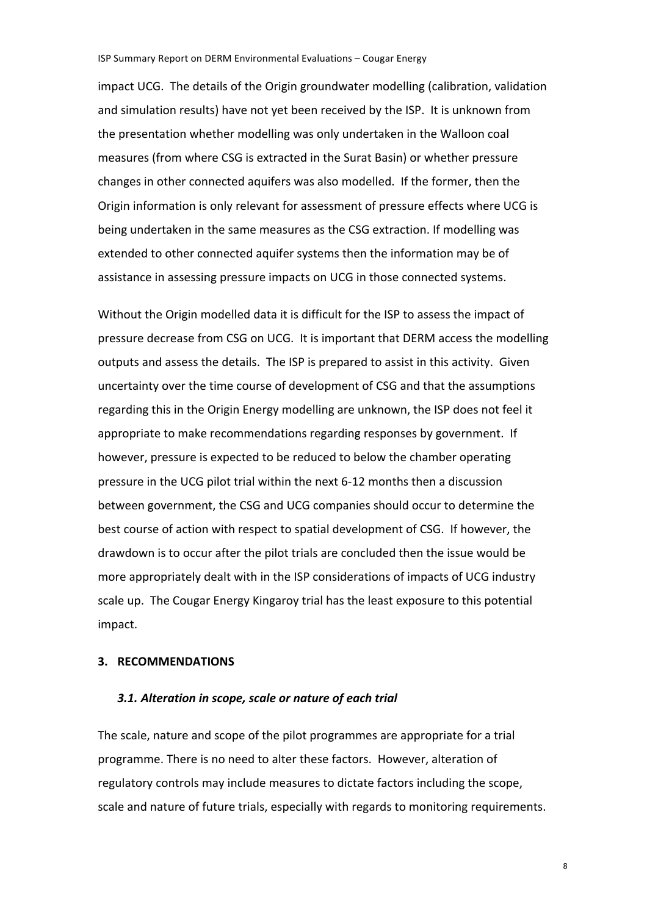impact UCG. The details of the Origin groundwater modelling (calibration, validation and simulation results) have not yet been received by the ISP. It is unknown from the presentation whether modelling was only undertaken in the Walloon coal measures (from where CSG is extracted in the Surat Basin) or whether pressure changes in other connected aquifers was also modelled. If the former, then the Origin information is only relevant for assessment of pressure effects where UCG is being undertaken in the same measures as the CSG extraction. If modelling was extended to other connected aquifer systems then the information may be of assistance in assessing pressure impacts on UCG in those connected systems.

Without the Origin modelled data it is difficult for the ISP to assess the impact of pressure decrease from CSG on UCG. It is important that DERM access the modelling outputs and assess the details. The ISP is prepared to assist in this activity. Given uncertainty over the time course of development of CSG and that the assumptions regarding this in the Origin Energy modelling are unknown, the ISP does not feel it appropriate to make recommendations regarding responses by government. If however, pressure is expected to be reduced to below the chamber operating pressure in the UCG pilot trial within the next 6-12 months then a discussion between government, the CSG and UCG companies should occur to determine the best course of action with respect to spatial development of CSG. If however, the drawdown is to occur after the pilot trials are concluded then the issue would be more appropriately dealt with in the ISP considerations of impacts of UCG industry scale up. The Cougar Energy Kingaroy trial has the least exposure to this potential impact.

## 3. RECOMMENDATIONS

### *3.1. Alteration in scope, scale or nature of each trial*

The scale, nature and scope of the pilot programmes are appropriate for a trial programme. There is no need to alter these factors. However, alteration of regulatory controls may include measures to dictate factors including the scope, scale and nature of future trials, especially with regards to monitoring requirements.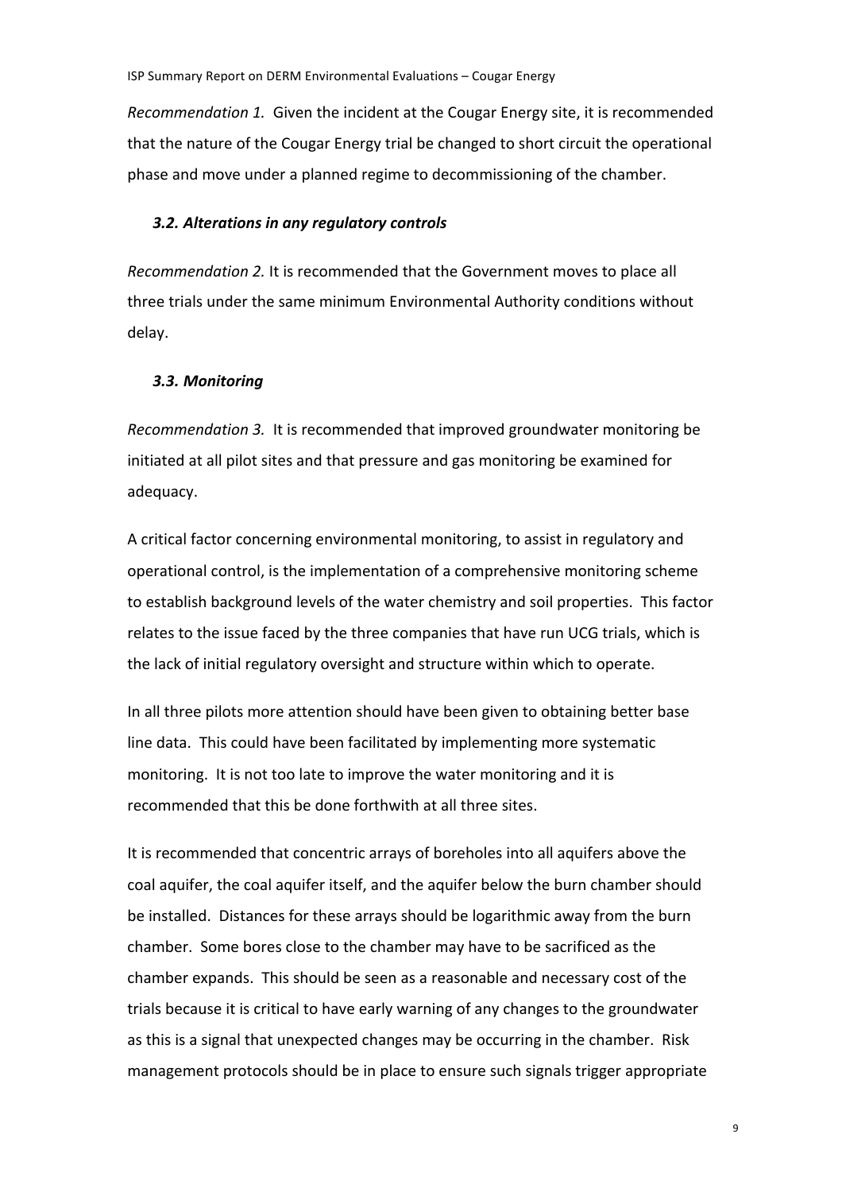*Recommendation 1.* Given the incident at the Cougar Energy site, it is recommended that the nature of the Cougar Energy trial be changed to short circuit the operational phase and move under a planned regime to decommissioning of the chamber.

### *3.2. Alterations in any regulatory controls*

*Recommendation 2.* It is recommended that the Government moves to place all three trials under the same minimum Environmental Authority conditions without delay.

### *3.3. Monitoring*

*Recommendation 3.* It is recommended that improved groundwater monitoring be initiated at all pilot sites and that pressure and gas monitoring be examined for adequacy.

A critical factor concerning environmental monitoring, to assist in regulatory and operational control, is the implementation of a comprehensive monitoring scheme to establish background levels of the water chemistry and soil properties. This factor relates to the issue faced by the three companies that have run UCG trials, which is the lack of initial regulatory oversight and structure within which to operate.

In all three pilots more attention should have been given to obtaining better base line data. This could have been facilitated by implementing more systematic monitoring. It is not too late to improve the water monitoring and it is recommended that this be done forthwith at all three sites.

It is recommended that concentric arrays of boreholes into all aquifers above the coal aquifer, the coal aquifer itself, and the aquifer below the burn chamber should be installed. Distances for these arrays should be logarithmic away from the burn chamber. Some bores close to the chamber may have to be sacrificed as the chamber expands. This should be seen as a reasonable and necessary cost of the trials because it is critical to have early warning of any changes to the groundwater as this is a signal that unexpected changes may be occurring in the chamber. Risk management protocols should be in place to ensure such signals trigger appropriate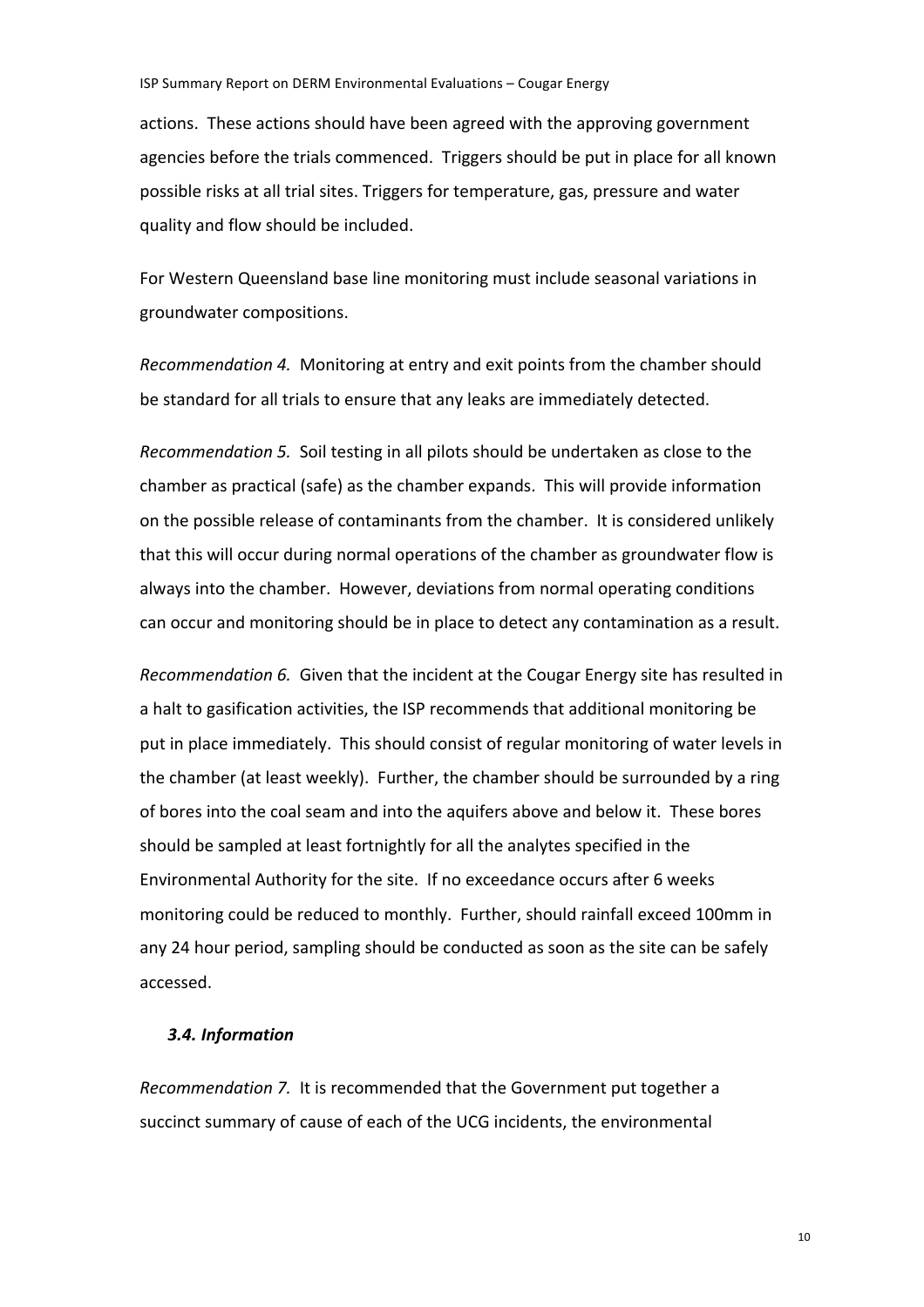actions. These actions should have been agreed with the approving government agencies before the trials commenced. Triggers should be put in place for all known possible risks at all trial sites. Triggers for temperature, gas, pressure and water quality and flow should be included.

For Western Queensland base line monitoring must include seasonal variations in groundwater compositions.

*Recommendation 4.* Monitoring at entry and exit points from the chamber should be standard for all trials to ensure that any leaks are immediately detected.

*Recommendation 5.* Soil testing in all pilots should be undertaken as close to the chamber as practical (safe) as the chamber expands. This will provide information on the possible release of contaminants from the chamber. It is considered unlikely that this will occur during normal operations of the chamber as groundwater flow is always into the chamber. However, deviations from normal operating conditions can occur and monitoring should be in place to detect any contamination as a result.

*Recommendation 6.* Given that the incident at the Cougar Energy site has resulted in a halt to gasification activities, the ISP recommends that additional monitoring be put in place immediately. This should consist of regular monitoring of water levels in the chamber (at least weekly). Further, the chamber should be surrounded by a ring of bores into the coal seam and into the aquifers above and below it. These bores should be sampled at least fortnightly for all the analytes specified in the Environmental Authority for the site. If no exceedance occurs after 6 weeks monitoring could be reduced to monthly. Further, should rainfall exceed 100mm in any 24 hour period, sampling should be conducted as soon as the site can be safely accessed.

### *3.4. Information*

*Recommendation 7.* It is recommended that the Government put together a succinct summary of cause of each of the UCG incidents, the environmental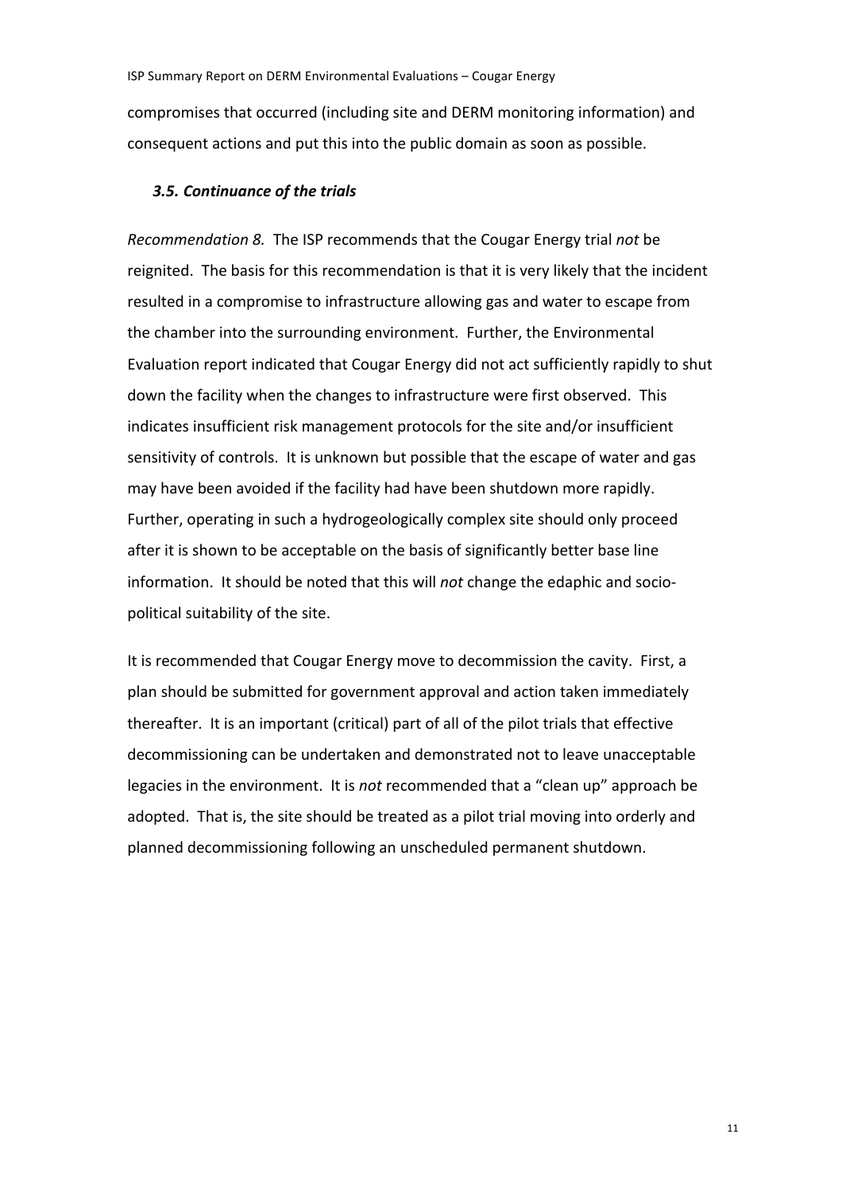compromises that occurred (including site and DERM monitoring information) and consequent actions and put this into the public domain as soon as possible.

### *3.5. Continuance of the trials*

*Recommendation 8.* The ISP recommends that the Cougar Energy trial *not* be reignited. The basis for this recommendation is that it is very likely that the incident resulted in a compromise to infrastructure allowing gas and water to escape from the chamber into the surrounding environment. Further, the Environmental Evaluation report indicated that Cougar Energy did not act sufficiently rapidly to shut down the facility when the changes to infrastructure were first observed. This indicates insufficient risk management protocols for the site and/or insufficient sensitivity of controls. It is unknown but possible that the escape of water and gas may have been avoided if the facility had have been shutdown more rapidly. Further, operating in such a hydrogeologically complex site should only proceed after it is shown to be acceptable on the basis of significantly better base line information. It should be noted that this will *not* change the edaphic and socio-political suitability of the site.

It is recommended that Cougar Energy move to decommission the cavity. First, a plan should be submitted for government approval and action taken immediately thereafter. It is an important (critical) part of all of the pilot trials that effective decommissioning can be undertaken and demonstrated not to leave unacceptable legacies in the environment. It is *not* recommended that a "clean up" approach be adopted. That is, the site should be treated as a pilot trial moving into orderly and planned decommissioning following an unscheduled permanent shutdown.